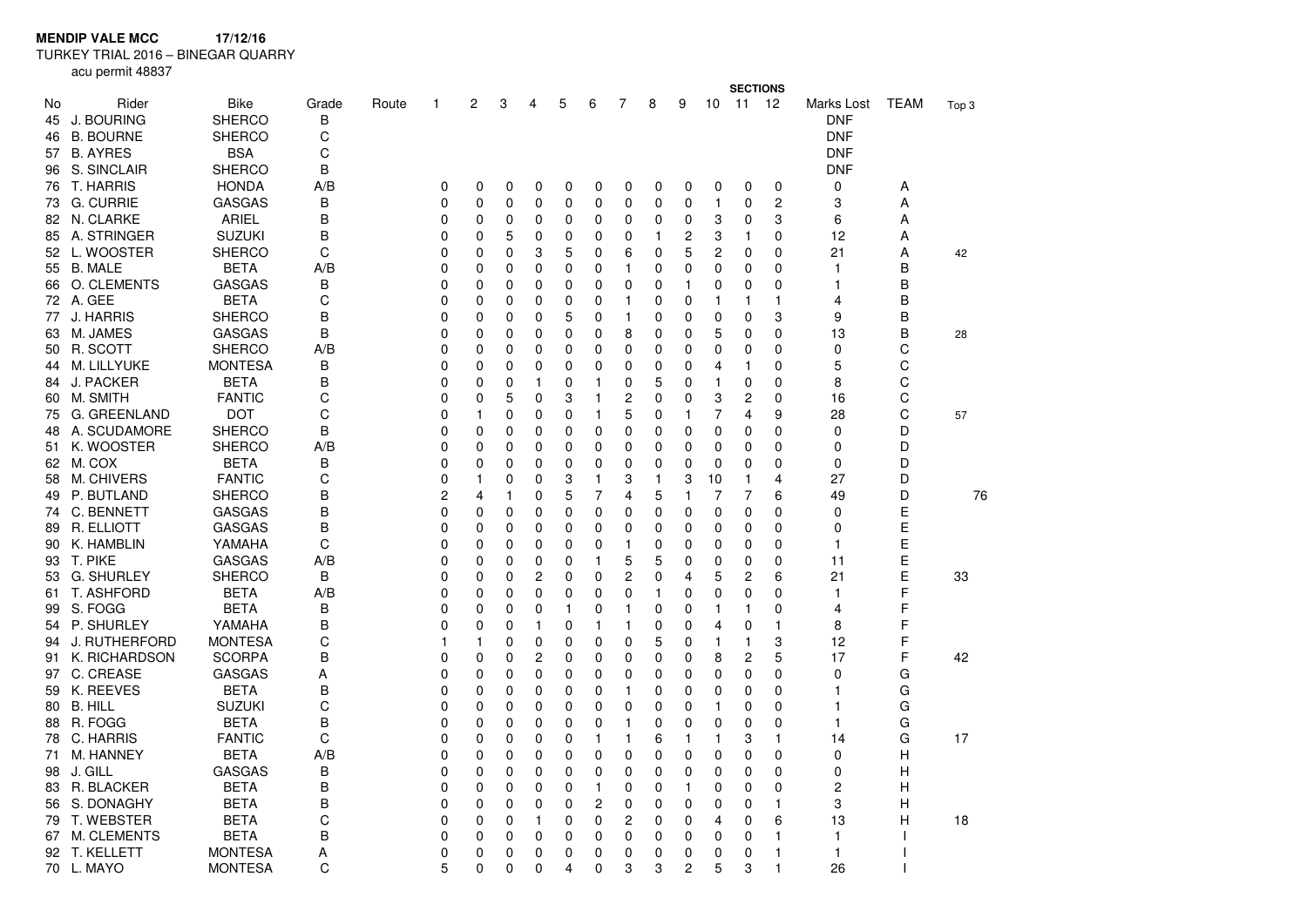**MENDIP VALE MCC** **17/12/16**

TURKEY TRIAL 2016 – BINEGAR QUARRY

acu permit 48837

| No | Rider | Bike | Grade | Route | SECTIONS 1 | 2 | 3 | 4 | 5 | 6 | 7 | 8 | 9 | 10 | 11 | 12 | Marks Lost | TEAM | Top 3 |
|---|---|---|---|---|---|---|---|---|---|---|---|---|---|---|---|---|---|---|---|
| 45 | J. BOURING | SHERCO | B | | | | | | | | | | | | | | DNF | | |
| 46 | B. BOURNE | SHERCO | C | | | | | | | | | | | | | | DNF | | |
| 57 | B. AYRES | BSA | C | | | | | | | | | | | | | | DNF | | |
| 96 | S. SINCLAIR | SHERCO | B | | | | | | | | | | | | | | DNF | | |
| 76 | T. HARRIS | HONDA | A/B | | 0 | 0 | 0 | 0 | 0 | 0 | 0 | 0 | 0 | 0 | 0 | 0 | 0 | A | |
| 73 | G. CURRIE | GASGAS | B | | 0 | 0 | 0 | 0 | 0 | 0 | 0 | 0 | 0 | 1 | 0 | 2 | 3 | A | |
| 82 | N. CLARKE | ARIEL | B | | 0 | 0 | 0 | 0 | 0 | 0 | 0 | 0 | 0 | 3 | 0 | 3 | 6 | A | |
| 85 | A. STRINGER | SUZUKI | B | | 0 | 0 | 5 | 0 | 0 | 0 | 0 | 1 | 2 | 3 | 1 | 0 | 12 | A | |
| 52 | L. WOOSTER | SHERCO | C | | 0 | 0 | 0 | 3 | 5 | 0 | 6 | 0 | 5 | 2 | 0 | 0 | 21 | A | 42 |
| 55 | B. MALE | BETA | A/B | | 0 | 0 | 0 | 0 | 0 | 0 | 1 | 0 | 0 | 0 | 0 | 0 | 1 | B | |
| 66 | O. CLEMENTS | GASGAS | B | | 0 | 0 | 0 | 0 | 0 | 0 | 0 | 0 | 1 | 0 | 0 | 0 | 1 | B | |
| 72 | A. GEE | BETA | C | | 0 | 0 | 0 | 0 | 0 | 0 | 1 | 0 | 0 | 1 | 1 | 1 | 4 | B | |
| 77 | J. HARRIS | SHERCO | B | | 0 | 0 | 0 | 0 | 5 | 0 | 1 | 0 | 0 | 0 | 0 | 3 | 9 | B | |
| 63 | M. JAMES | GASGAS | B | | 0 | 0 | 0 | 0 | 0 | 0 | 8 | 0 | 0 | 5 | 0 | 0 | 13 | B | 28 |
| 50 | R. SCOTT | SHERCO | A/B | | 0 | 0 | 0 | 0 | 0 | 0 | 0 | 0 | 0 | 0 | 0 | 0 | 0 | C | |
| 44 | M. LILLYUKE | MONTESA | B | | 0 | 0 | 0 | 0 | 0 | 0 | 0 | 0 | 0 | 4 | 1 | 0 | 5 | C | |
| 84 | J. PACKER | BETA | B | | 0 | 0 | 0 | 1 | 0 | 1 | 0 | 5 | 0 | 1 | 0 | 0 | 8 | C | |
| 60 | M. SMITH | FANTIC | C | | 0 | 0 | 5 | 0 | 3 | 1 | 2 | 0 | 0 | 3 | 2 | 0 | 16 | C | |
| 75 | G. GREENLAND | DOT | C | | 0 | 1 | 0 | 0 | 0 | 1 | 5 | 0 | 1 | 7 | 4 | 9 | 28 | C | 57 |
| 48 | A. SCUDAMORE | SHERCO | B | | 0 | 0 | 0 | 0 | 0 | 0 | 0 | 0 | 0 | 0 | 0 | 0 | 0 | D | |
| 51 | K. WOOSTER | SHERCO | A/B | | 0 | 0 | 0 | 0 | 0 | 0 | 0 | 0 | 0 | 0 | 0 | 0 | 0 | D | |
| 62 | M. COX | BETA | B | | 0 | 0 | 0 | 0 | 0 | 0 | 0 | 0 | 0 | 0 | 0 | 0 | 0 | D | |
| 58 | M. CHIVERS | FANTIC | C | | 0 | 1 | 0 | 0 | 3 | 1 | 3 | 1 | 3 | 10 | 1 | 4 | 27 | D | |
| 49 | P. BUTLAND | SHERCO | B | | 2 | 4 | 1 | 0 | 5 | 7 | 4 | 5 | 1 | 7 | 7 | 6 | 49 | D | 76 |
| 74 | C. BENNETT | GASGAS | B | | 0 | 0 | 0 | 0 | 0 | 0 | 0 | 0 | 0 | 0 | 0 | 0 | 0 | E | |
| 89 | R. ELLIOTT | GASGAS | B | | 0 | 0 | 0 | 0 | 0 | 0 | 0 | 0 | 0 | 0 | 0 | 0 | 0 | E | |
| 90 | K. HAMBLIN | YAMAHA | C | | 0 | 0 | 0 | 0 | 0 | 0 | 1 | 0 | 0 | 0 | 0 | 0 | 1 | E | |
| 93 | T. PIKE | GASGAS | A/B | | 0 | 0 | 0 | 0 | 0 | 1 | 5 | 5 | 0 | 0 | 0 | 0 | 11 | E | |
| 53 | G. SHURLEY | SHERCO | B | | 0 | 0 | 0 | 2 | 0 | 0 | 2 | 0 | 4 | 5 | 2 | 6 | 21 | E | 33 |
| 61 | T. ASHFORD | BETA | A/B | | 0 | 0 | 0 | 0 | 0 | 0 | 0 | 1 | 0 | 0 | 0 | 0 | 1 | F | |
| 99 | S. FOGG | BETA | B | | 0 | 0 | 0 | 0 | 1 | 0 | 1 | 0 | 0 | 1 | 1 | 0 | 4 | F | |
| 54 | P. SHURLEY | YAMAHA | B | | 0 | 0 | 0 | 1 | 0 | 1 | 1 | 0 | 0 | 4 | 0 | 1 | 8 | F | |
| 94 | J. RUTHERFORD | MONTESA | C | | 1 | 1 | 0 | 0 | 0 | 0 | 0 | 5 | 0 | 1 | 1 | 3 | 12 | F | |
| 91 | K. RICHARDSON | SCORPA | B | | 0 | 0 | 0 | 2 | 0 | 0 | 0 | 0 | 0 | 8 | 2 | 5 | 17 | F | 42 |
| 97 | C. CREASE | GASGAS | A | | 0 | 0 | 0 | 0 | 0 | 0 | 0 | 0 | 0 | 0 | 0 | 0 | 0 | G | |
| 59 | K. REEVES | BETA | B | | 0 | 0 | 0 | 0 | 0 | 0 | 1 | 0 | 0 | 0 | 0 | 0 | 1 | G | |
| 80 | B. HILL | SUZUKI | C | | 0 | 0 | 0 | 0 | 0 | 0 | 0 | 0 | 0 | 1 | 0 | 0 | 1 | G | |
| 88 | R. FOGG | BETA | B | | 0 | 0 | 0 | 0 | 0 | 0 | 1 | 0 | 0 | 0 | 0 | 0 | 1 | G | |
| 78 | C. HARRIS | FANTIC | C | | 0 | 0 | 0 | 0 | 0 | 1 | 1 | 6 | 1 | 1 | 3 | 1 | 14 | G | 17 |
| 71 | M. HANNEY | BETA | A/B | | 0 | 0 | 0 | 0 | 0 | 0 | 0 | 0 | 0 | 0 | 0 | 0 | 0 | H | |
| 98 | J. GILL | GASGAS | B | | 0 | 0 | 0 | 0 | 0 | 0 | 0 | 0 | 0 | 0 | 0 | 0 | 0 | H | |
| 83 | R. BLACKER | BETA | B | | 0 | 0 | 0 | 0 | 0 | 1 | 0 | 0 | 1 | 0 | 0 | 0 | 2 | H | |
| 56 | S. DONAGHY | BETA | B | | 0 | 0 | 0 | 0 | 0 | 2 | 0 | 0 | 0 | 0 | 0 | 1 | 3 | H | |
| 79 | T. WEBSTER | BETA | C | | 0 | 0 | 0 | 1 | 0 | 0 | 2 | 0 | 0 | 4 | 0 | 6 | 13 | H | 18 |
| 67 | M. CLEMENTS | BETA | B | | 0 | 0 | 0 | 0 | 0 | 0 | 0 | 0 | 0 | 0 | 0 | 1 | 1 | I | |
| 92 | T. KELLETT | MONTESA | A | | 0 | 0 | 0 | 0 | 0 | 0 | 0 | 0 | 0 | 0 | 0 | 1 | 1 | I | |
| 70 | L. MAYO | MONTESA | C | | 5 | 0 | 0 | 0 | 4 | 0 | 3 | 3 | 2 | 5 | 3 | 1 | 26 | I | |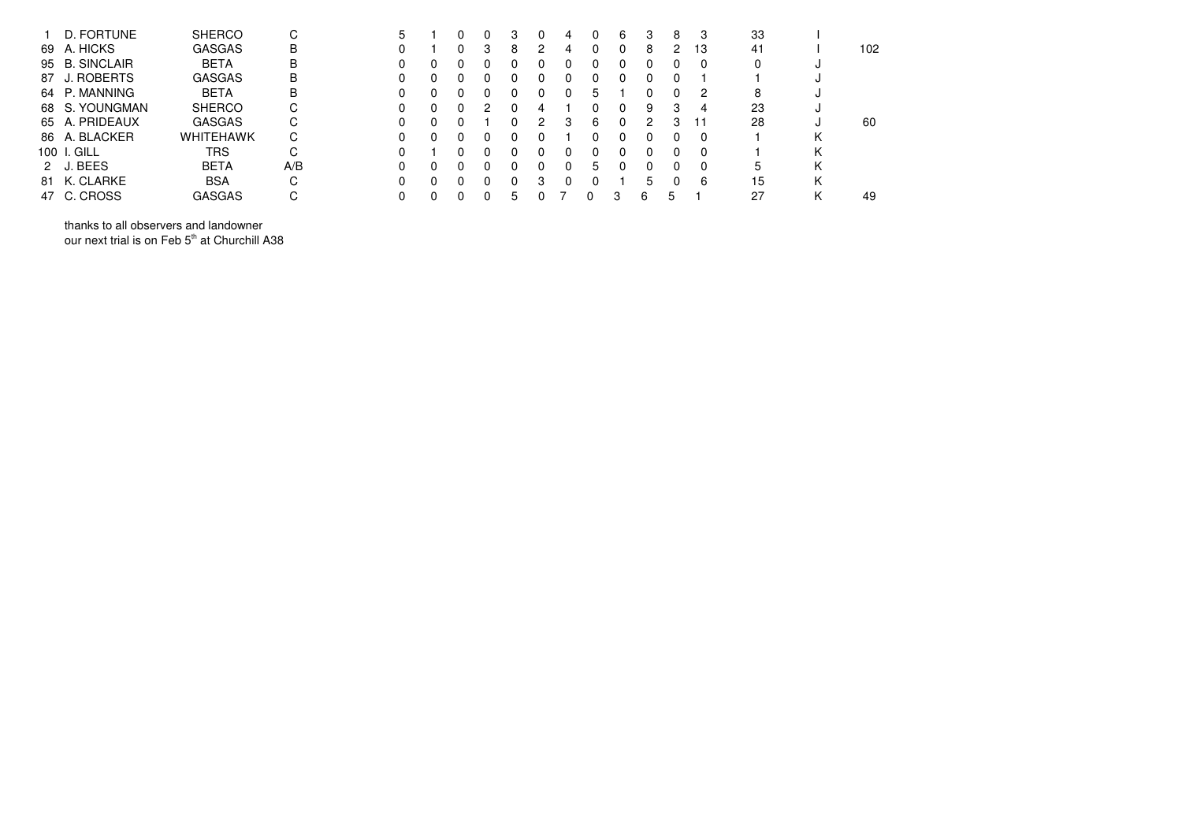| | | | | | | | | | | | | | | | | | | | |
|---|---|---|---|---|---|---|---|---|---|---|---|---|---|---|---|---|---|---|---|
| 1 | D. FORTUNE | SHERCO | C | 5 | 1 | 0 | 0 | 3 | 0 | 4 | 0 | 6 | 3 | 8 | 3 | 33 | I | |
| 69 | A. HICKS | GASGAS | B | 0 | 1 | 0 | 3 | 8 | 2 | 4 | 0 | 0 | 8 | 2 | 13 | 41 | I | 102 |
| 95 | B. SINCLAIR | BETA | B | 0 | 0 | 0 | 0 | 0 | 0 | 0 | 0 | 0 | 0 | 0 | 0 | 0 | J | |
| 87 | J. ROBERTS | GASGAS | B | 0 | 0 | 0 | 0 | 0 | 0 | 0 | 0 | 0 | 0 | 0 | 1 | 1 | J | |
| 64 | P. MANNING | BETA | B | 0 | 0 | 0 | 0 | 0 | 0 | 0 | 5 | 1 | 0 | 0 | 2 | 8 | J | |
| 68 | S. YOUNGMAN | SHERCO | C | 0 | 0 | 0 | 2 | 0 | 4 | 1 | 0 | 0 | 9 | 3 | 4 | 23 | J | |
| 65 | A. PRIDEAUX | GASGAS | C | 0 | 0 | 0 | 1 | 0 | 2 | 3 | 6 | 0 | 2 | 3 | 11 | 28 | J | 60 |
| 86 | A. BLACKER | WHITEHAWK | C | 0 | 0 | 0 | 0 | 0 | 0 | 1 | 0 | 0 | 0 | 0 | 0 | 1 | K | |
| 100 | I. GILL | TRS | C | 0 | 1 | 0 | 0 | 0 | 0 | 0 | 0 | 0 | 0 | 0 | 0 | 1 | K | |
| 2 | J. BEES | BETA | A/B | 0 | 0 | 0 | 0 | 0 | 0 | 0 | 5 | 0 | 0 | 0 | 0 | 5 | K | |
| 81 | K. CLARKE | BSA | C | 0 | 0 | 0 | 0 | 0 | 3 | 0 | 0 | 1 | 5 | 0 | 6 | 15 | K | |
| 47 | C. CROSS | GASGAS | C | 0 | 0 | 0 | 0 | 5 | 0 | 7 | 0 | 3 | 6 | 5 | 1 | 27 | K | 49 |

thanks to all observers and landowner
our next trial is on Feb 5th at Churchill A38